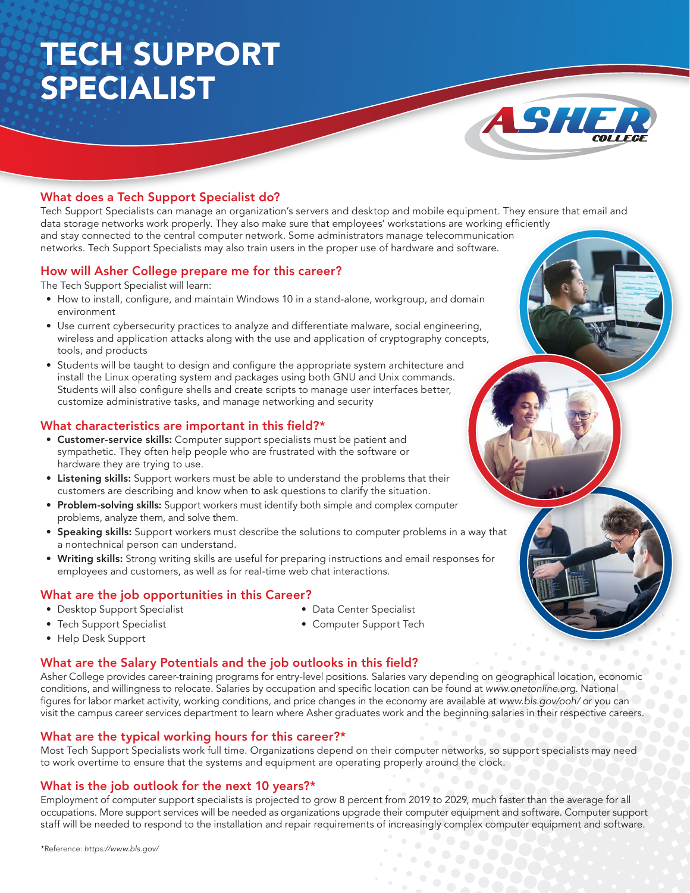# TECH SUPPORT SPECIALIST

## What does a Tech Support Specialist do?

Tech Support Specialists can manage an organization's servers and desktop and mobile equipment. They ensure that email and data storage networks work properly. They also make sure that employees' workstations are working efficiently and stay connected to the central computer network. Some administrators manage telecommunication networks. Tech Support Specialists may also train users in the proper use of hardware and software.

## How will Asher College prepare me for this career?

The Tech Support Specialist will learn:

- How to install, configure, and maintain Windows 10 in a stand-alone, workgroup, and domain environment
- Use current cybersecurity practices to analyze and differentiate malware, social engineering, wireless and application attacks along with the use and application of cryptography concepts, tools, and products
- Students will be taught to design and configure the appropriate system architecture and install the Linux operating system and packages using both GNU and Unix commands. Students will also configure shells and create scripts to manage user interfaces better, customize administrative tasks, and manage networking and security

## What characteristics are important in this field?*

- **Customer-service skills:** Computer support specialists must be patient and sympathetic. They often help people who are frustrated with the software or hardware they are trying to use.
- **Listening skills:** Support workers must be able to understand the problems that their customers are describing and know when to ask questions to clarify the situation.
- **Problem-solving skills:** Support workers must identify both simple and complex computer problems, analyze them, and solve them.
- **Speaking skills:** Support workers must describe the solutions to computer problems in a way that a nontechnical person can understand.
- **Writing skills:** Strong writing skills are useful for preparing instructions and email responses for employees and customers, as well as for real-time web chat interactions.

## What are the job opportunities in this Career?

- Desktop Support Specialist
- Tech Support Specialist
- Help Desk Support
- Data Center Specialist
- Computer Support Tech

## What are the Salary Potentials and the job outlooks in this field?

Asher College provides career-training programs for entry-level positions. Salaries vary depending on geographical location, economic conditions, and willingness to relocate. Salaries by occupation and specific location can be found at *www.onetonline.org*. National figures for labor market activity, working conditions, and price changes in the economy are available at *www.bls.gov/ooh/* or you can visit the campus career services department to learn where Asher graduates work and the beginning salaries in their respective careers.

## What are the typical working hours for this career?*

Most Tech Support Specialists work full time. Organizations depend on their computer networks, so support specialists may need to work overtime to ensure that the systems and equipment are operating properly around the clock.

## What is the job outlook for the next 10 years?*

Employment of computer support specialists is projected to grow 8 percent from 2019 to 2029, much faster than the average for all occupations. More support services will be needed as organizations upgrade their computer equipment and software. Computer support staff will be needed to respond to the installation and repair requirements of increasingly complex computer equipment and software.

*Reference: *https://www.bls.gov/*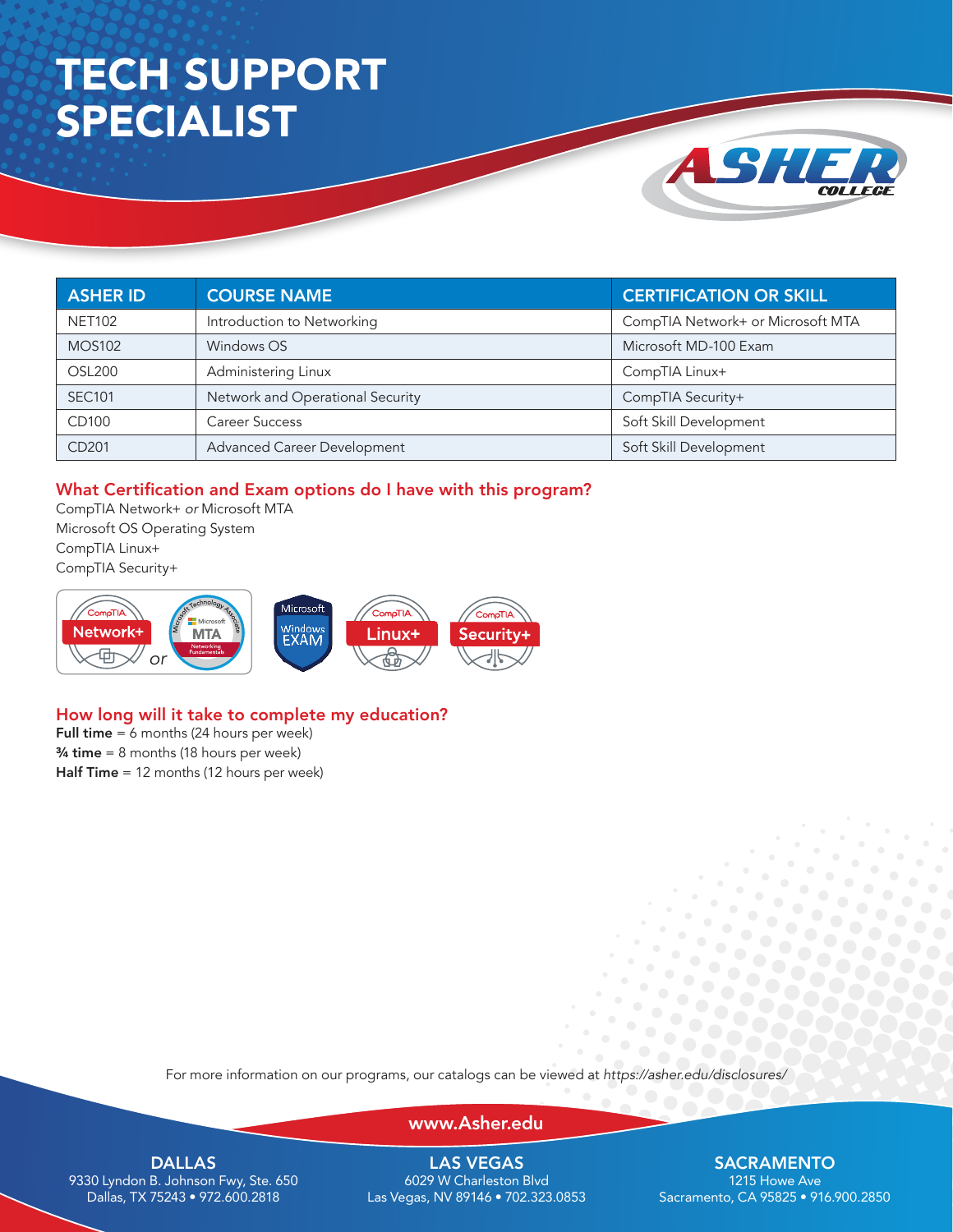# TECH SUPPORT SPECIALIST

| ASHER ID | COURSE NAME | CERTIFICATION OR SKILL |
| --- | --- | --- |
| NET102 | Introduction to Networking | CompTIA Network+ or Microsoft MTA |
| MOS102 | Windows OS | Microsoft MD-100 Exam |
| OSL200 | Administering Linux | CompTIA Linux+ |
| SEC101 | Network and Operational Security | CompTIA Security+ |
| CD100 | Career Success | Soft Skill Development |
| CD201 | Advanced Career Development | Soft Skill Development |

## What Certification and Exam options do I have with this program?

CompTIA Network+ *or* Microsoft MTA
Microsoft OS Operating System
CompTIA Linux+
CompTIA Security+

## How long will it take to complete my education?

**Full time** = 6 months (24 hours per week)
**¾ time** = 8 months (18 hours per week)
**Half Time** = 12 months (12 hours per week)

For more information on our programs, our catalogs can be viewed at *https://asher.edu/disclosures/*

www.Asher.edu

**DALLAS**
9330 Lyndon B. Johnson Fwy, Ste. 650
Dallas, TX 75243 • 972.600.2818

**LAS VEGAS**
6029 W Charleston Blvd
Las Vegas, NV 89146 • 702.323.0853

**SACRAMENTO**
1215 Howe Ave
Sacramento, CA 95825 • 916.900.2850